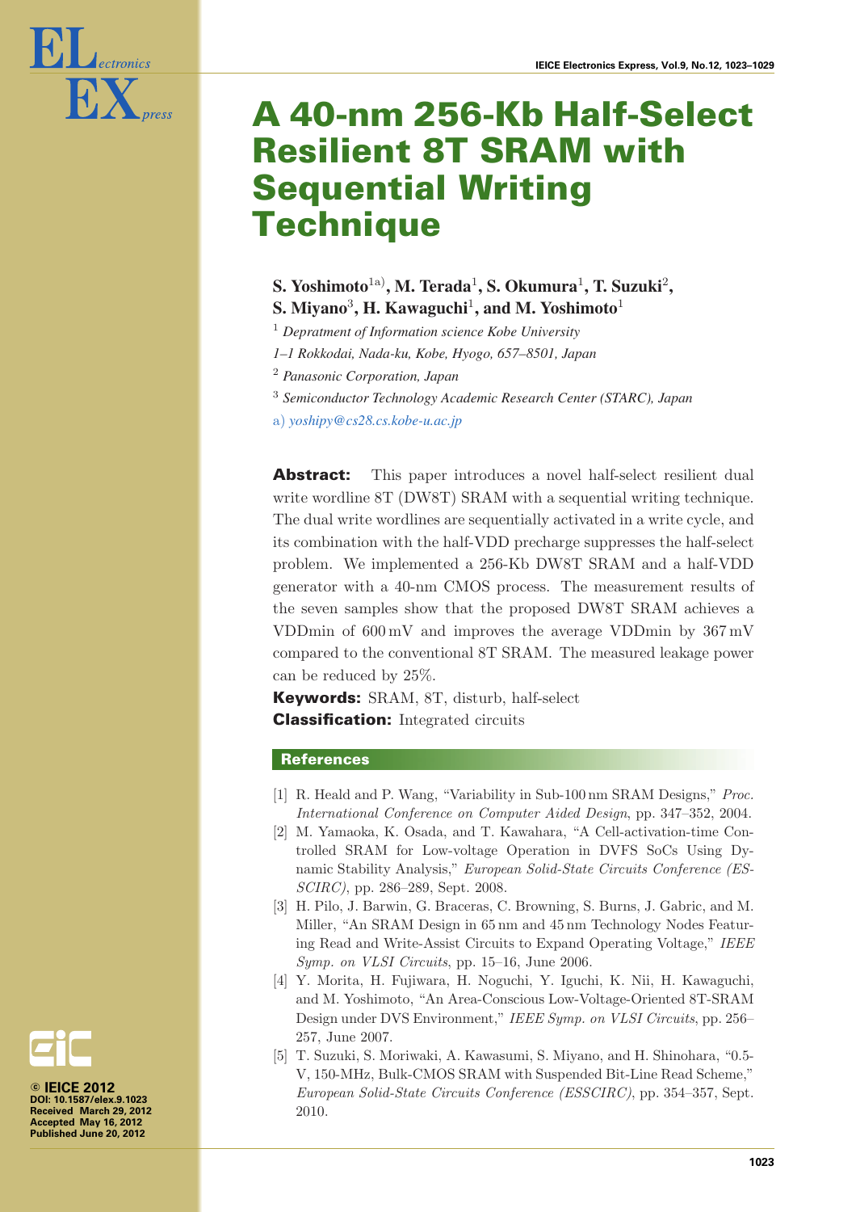# A 40-nm 256-Kb Half-Select Resilient 8T SRAM with Sequential Writing Technique

**S. Yoshimoto**[1a)], **M. Terada**[1], **S. Okumura**[1], **T. Suzuki**[2], **S. Miyano**[3], **H. Kawaguchi**[1], **and M. Yoshimoto**[1]

[1] *Depratment of Information science Kobe University*
*1–1 Rokkodai, Nada-ku, Kobe, Hyogo, 657–8501, Japan*
[2] *Panasonic Corporation, Japan*
[3] *Semiconductor Technology Academic Research Center (STARC), Japan*
a) *yoshipy@cs28.cs.kobe-u.ac.jp*

**Abstract:** This paper introduces a novel half-select resilient dual write wordline 8T (DW8T) SRAM with a sequential writing technique. The dual write wordlines are sequentially activated in a write cycle, and its combination with the half-VDD precharge suppresses the half-select problem. We implemented a 256-Kb DW8T SRAM and a half-VDD generator with a 40-nm CMOS process. The measurement results of the seven samples show that the proposed DW8T SRAM achieves a VDDmin of 600 mV and improves the average VDDmin by 367 mV compared to the conventional 8T SRAM. The measured leakage power can be reduced by 25%.

**Keywords:** SRAM, 8T, disturb, half-select

**Classification:** Integrated circuits

## References

[1] R. Heald and P. Wang, "Variability in Sub-100 nm SRAM Designs," *Proc. International Conference on Computer Aided Design*, pp. 347–352, 2004.

[2] M. Yamaoka, K. Osada, and T. Kawahara, "A Cell-activation-time Controlled SRAM for Low-voltage Operation in DVFS SoCs Using Dynamic Stability Analysis," *European Solid-State Circuits Conference (ESSCIRC)*, pp. 286–289, Sept. 2008.

[3] H. Pilo, J. Barwin, G. Braceras, C. Browning, S. Burns, J. Gabric, and M. Miller, "An SRAM Design in 65 nm and 45 nm Technology Nodes Featuring Read and Write-Assist Circuits to Expand Operating Voltage," *IEEE Symp. on VLSI Circuits*, pp. 15–16, June 2006.

[4] Y. Morita, H. Fujiwara, H. Noguchi, Y. Iguchi, K. Nii, H. Kawaguchi, and M. Yoshimoto, "An Area-Conscious Low-Voltage-Oriented 8T-SRAM Design under DVS Environment," *IEEE Symp. on VLSI Circuits*, pp. 256–257, June 2007.

[5] T. Suzuki, S. Moriwaki, A. Kawasumi, S. Miyano, and H. Shinohara, "0.5-V, 150-MHz, Bulk-CMOS SRAM with Suspended Bit-Line Read Scheme," *European Solid-State Circuits Conference (ESSCIRC)*, pp. 354–357, Sept. 2010.

© IEICE 2012
DOI: 10.1587/elex.9.1023
Received March 29, 2012
Accepted May 16, 2012
Published June 20, 2012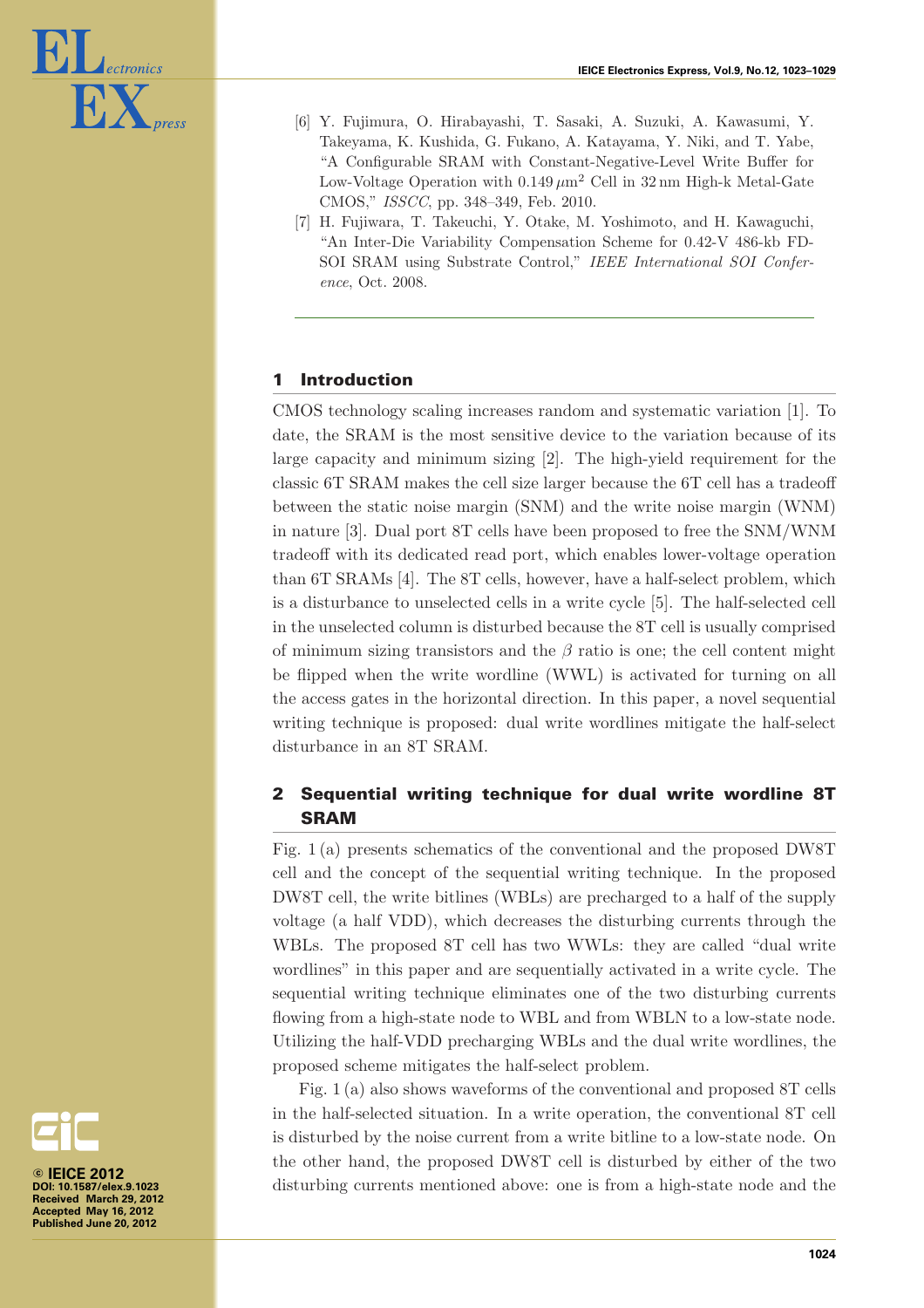[6] Y. Fujimura, O. Hirabayashi, T. Sasaki, A. Suzuki, A. Kawasumi, Y. Takeyama, K. Kushida, G. Fukano, A. Katayama, Y. Niki, and T. Yabe, "A Configurable SRAM with Constant-Negative-Level Write Buffer for Low-Voltage Operation with 0.149 $\mu$m$^2$ Cell in 32 nm High-k Metal-Gate CMOS," *ISSCC*, pp. 348–349, Feb. 2010.

[7] H. Fujiwara, T. Takeuchi, Y. Otake, M. Yoshimoto, and H. Kawaguchi, "An Inter-Die Variability Compensation Scheme for 0.42-V 486-kb FD-SOI SRAM using Substrate Control," *IEEE International SOI Conference*, Oct. 2008.

## 1 Introduction

CMOS technology scaling increases random and systematic variation [1]. To date, the SRAM is the most sensitive device to the variation because of its large capacity and minimum sizing [2]. The high-yield requirement for the classic 6T SRAM makes the cell size larger because the 6T cell has a tradeoff between the static noise margin (SNM) and the write noise margin (WNM) in nature [3]. Dual port 8T cells have been proposed to free the SNM/WNM tradeoff with its dedicated read port, which enables lower-voltage operation than 6T SRAMs [4]. The 8T cells, however, have a half-select problem, which is a disturbance to unselected cells in a write cycle [5]. The half-selected cell in the unselected column is disturbed because the 8T cell is usually comprised of minimum sizing transistors and the $\beta$ ratio is one; the cell content might be flipped when the write wordline (WWL) is activated for turning on all the access gates in the horizontal direction. In this paper, a novel sequential writing technique is proposed: dual write wordlines mitigate the half-select disturbance in an 8T SRAM.

## 2 Sequential writing technique for dual write wordline 8T SRAM

Fig. 1 (a) presents schematics of the conventional and the proposed DW8T cell and the concept of the sequential writing technique. In the proposed DW8T cell, the write bitlines (WBLs) are precharged to a half of the supply voltage (a half VDD), which decreases the disturbing currents through the WBLs. The proposed 8T cell has two WWLs: they are called "dual write wordlines" in this paper and are sequentially activated in a write cycle. The sequential writing technique eliminates one of the two disturbing currents flowing from a high-state node to WBL and from WBLN to a low-state node. Utilizing the half-VDD precharging WBLs and the dual write wordlines, the proposed scheme mitigates the half-select problem.

Fig. 1 (a) also shows waveforms of the conventional and proposed 8T cells in the half-selected situation. In a write operation, the conventional 8T cell is disturbed by the noise current from a write bitline to a low-state node. On the other hand, the proposed DW8T cell is disturbed by either of the two disturbing currents mentioned above: one is from a high-state node and the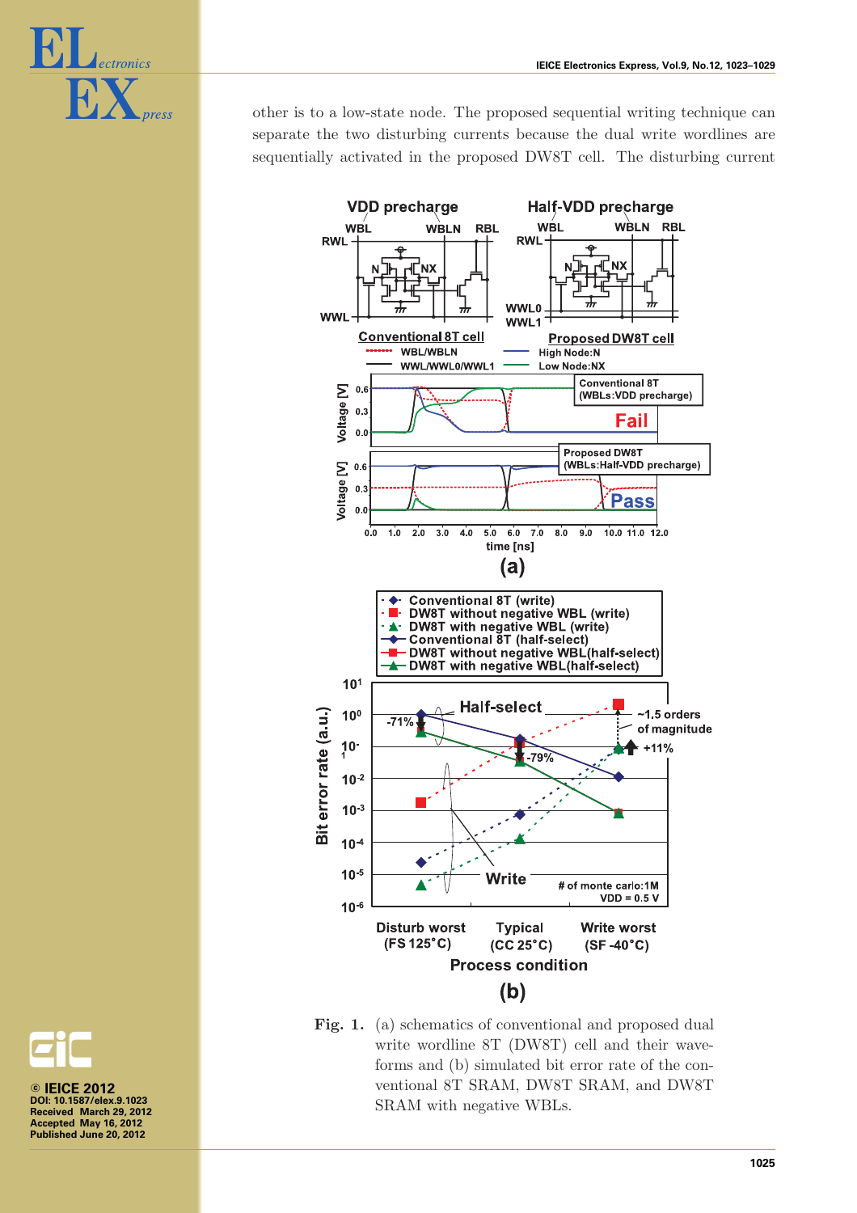other is to a low-state node. The proposed sequential writing technique can separate the two disturbing currents because the dual write wordlines are sequentially activated in the proposed DW8T cell. The disturbing current

VDD precharge

Half-VDD precharge

WBL WBLN RBL

RWL

N NX

WWL

Conventional 8T cell

WWL0

WWL1

Proposed DW8T cell

WBL/WBLN

WWL/WWL0/WWL1

High Node:N

Low Node:NX

Conventional 8T (WBLs:VDD precharge)

Fail

Proposed DW8T (WBLs:Half-VDD precharge)

Pass

Voltage [V]

0.6

0.3

0.0

0.0 1.0 2.0 3.0 4.0 5.0 6.0 7.0 8.0 9.0 10.0 11.0 12.0

time [ns]

(a)

Conventional 8T (write)

DW8T without negative WBL (write)

DW8T with negative WBL (write)

Conventional 8T (half-select)

DW8T without negative WBL(half-select)

DW8T with negative WBL(half-select)

Bit error rate (a.u.)

$10^{1}$

$10^{0}$

$10^{-1}$

$10^{-2}$

$10^{-3}$

$10^{-4}$

$10^{-5}$

$10^{-6}$

Half-select

-71%

-79%

~1.5 orders of magnitude

+11%

Write

# of monte carlo:1M

VDD = 0.5 V

Disturb worst (FS 125°C)

Typical (CC 25°C)

Write worst (SF -40°C)

Process condition

(b)

**Fig. 1.** (a) schematics of conventional and proposed dual write wordline 8T (DW8T) cell and their waveforms and (b) simulated bit error rate of the conventional 8T SRAM, DW8T SRAM, and DW8T SRAM with negative WBLs.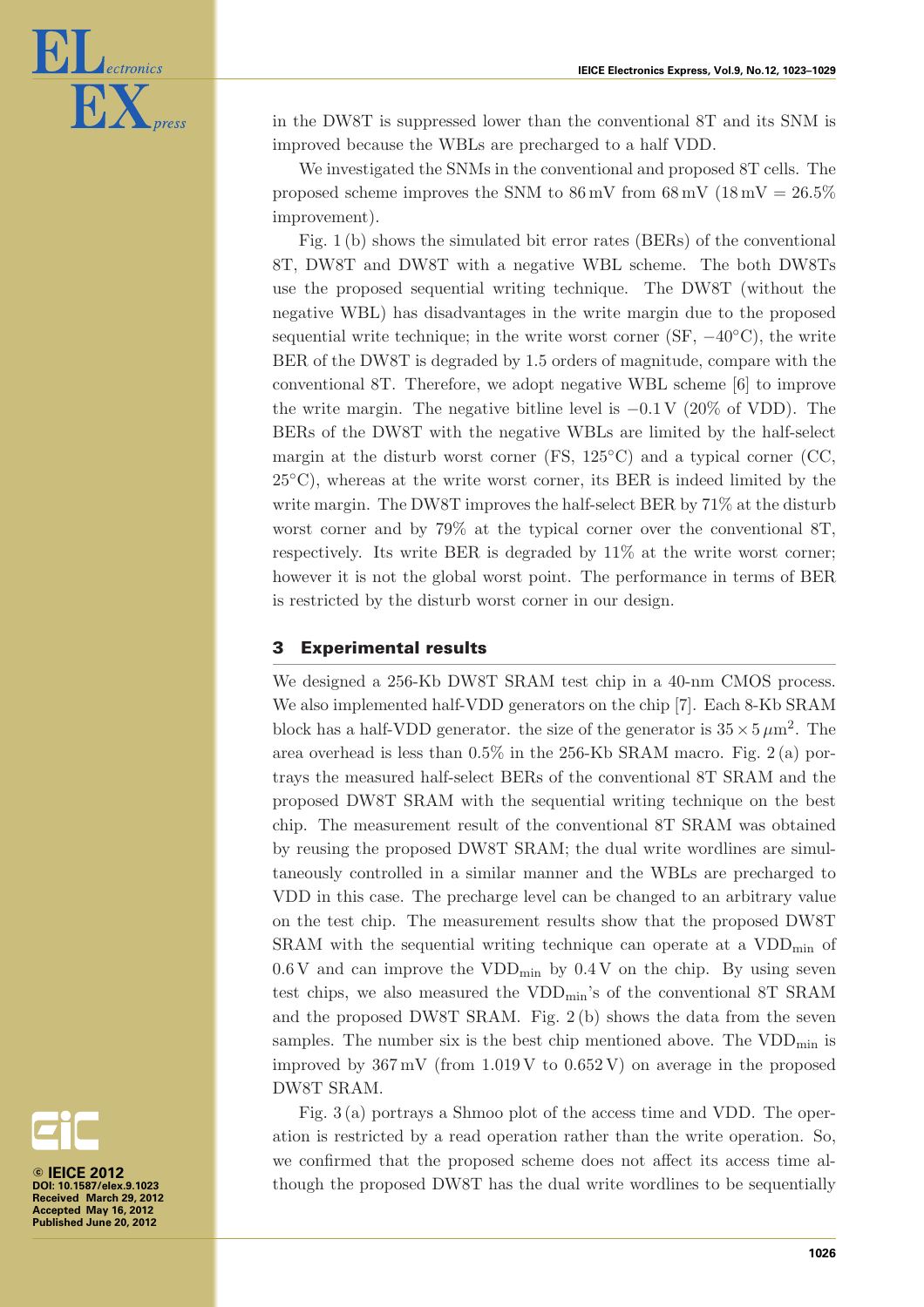in the DW8T is suppressed lower than the conventional 8T and its SNM is improved because the WBLs are precharged to a half VDD.

We investigated the SNMs in the conventional and proposed 8T cells. The proposed scheme improves the SNM to 86 mV from 68 mV (18 mV = 26.5% improvement).

Fig. 1 (b) shows the simulated bit error rates (BERs) of the conventional 8T, DW8T and DW8T with a negative WBL scheme. The both DW8Ts use the proposed sequential writing technique. The DW8T (without the negative WBL) has disadvantages in the write margin due to the proposed sequential write technique; in the write worst corner (SF, −40°C), the write BER of the DW8T is degraded by 1.5 orders of magnitude, compare with the conventional 8T. Therefore, we adopt negative WBL scheme [6] to improve the write margin. The negative bitline level is −0.1 V (20% of VDD). The BERs of the DW8T with the negative WBLs are limited by the half-select margin at the disturb worst corner (FS, 125°C) and a typical corner (CC, 25°C), whereas at the write worst corner, its BER is indeed limited by the write margin. The DW8T improves the half-select BER by 71% at the disturb worst corner and by 79% at the typical corner over the conventional 8T, respectively. Its write BER is degraded by 11% at the write worst corner; however it is not the global worst point. The performance in terms of BER is restricted by the disturb worst corner in our design.

## 3 Experimental results

We designed a 256-Kb DW8T SRAM test chip in a 40-nm CMOS process. We also implemented half-VDD generators on the chip [7]. Each 8-Kb SRAM block has a half-VDD generator. the size of the generator is $35 \times 5\,\mu\text{m}^2$. The area overhead is less than 0.5% in the 256-Kb SRAM macro. Fig. 2 (a) portrays the measured half-select BERs of the conventional 8T SRAM and the proposed DW8T SRAM with the sequential writing technique on the best chip. The measurement result of the conventional 8T SRAM was obtained by reusing the proposed DW8T SRAM; the dual write wordlines are simultaneously controlled in a similar manner and the WBLs are precharged to VDD in this case. The precharge level can be changed to an arbitrary value on the test chip. The measurement results show that the proposed DW8T SRAM with the sequential writing technique can operate at a $\text{VDD}_{\text{min}}$ of 0.6 V and can improve the $\text{VDD}_{\text{min}}$ by 0.4 V on the chip. By using seven test chips, we also measured the $\text{VDD}_{\text{min}}$'s of the conventional 8T SRAM and the proposed DW8T SRAM. Fig. 2 (b) shows the data from the seven samples. The number six is the best chip mentioned above. The $\text{VDD}_{\text{min}}$ is improved by 367 mV (from 1.019 V to 0.652 V) on average in the proposed DW8T SRAM.

Fig. 3 (a) portrays a Shmoo plot of the access time and VDD. The operation is restricted by a read operation rather than the write operation. So, we confirmed that the proposed scheme does not affect its access time although the proposed DW8T has the dual write wordlines to be sequentially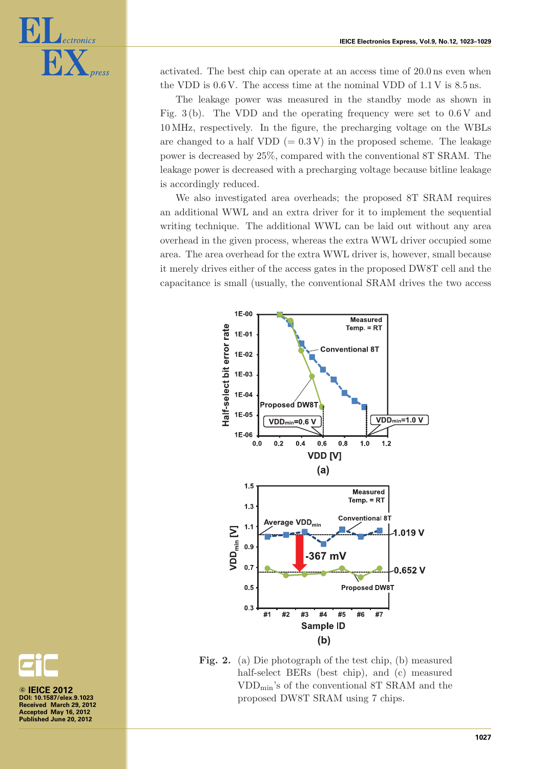activated. The best chip can operate at an access time of 20.0 ns even when the VDD is 0.6 V. The access time at the nominal VDD of 1.1 V is 8.5 ns.

The leakage power was measured in the standby mode as shown in Fig. 3 (b). The VDD and the operating frequency were set to 0.6 V and 10 MHz, respectively. In the figure, the precharging voltage on the WBLs are changed to a half VDD (= 0.3 V) in the proposed scheme. The leakage power is decreased by 25%, compared with the conventional 8T SRAM. The leakage power is decreased with a precharging voltage because bitline leakage is accordingly reduced.

We also investigated area overheads; the proposed 8T SRAM requires an additional WWL and an extra driver for it to implement the sequential writing technique. The additional WWL can be laid out without any area overhead in the given process, whereas the extra WWL driver occupied some area. The area overhead for the extra WWL driver is, however, small because it merely drives either of the access gates in the proposed DW8T cell and the capacitance is small (usually, the conventional SRAM drives the two access

Half-select bit error rate
1E-00
1E-01
1E-02
1E-03
1E-04
1E-05
1E-06
Measured
Temp. = RT
Conventional 8T
Proposed DW8T
VDDmin=0.6 V
VDDmin=1.0 V
0.0 0.2 0.4 0.6 0.8 1.0 1.2
VDD [V]
(a)

VDDmin [V]
1.5
1.3
1.1
0.9
0.7
0.5
0.3
Measured
Temp. = RT
Average VDDmin
Conventional 8T
1.019 V
-367 mV
0.652 V
Proposed DW8T
#1 #2 #3 #4 #5 #6 #7
Sample ID
(b)

**Fig. 2.** (a) Die photograph of the test chip, (b) measured half-select BERs (best chip), and (c) measured $VDD_{min}$'s of the conventional 8T SRAM and the proposed DW8T SRAM using 7 chips.

© IEICE 2012
DOI: 10.1587/elex.9.1023
Received March 29, 2012
Accepted May 16, 2012
Published June 20, 2012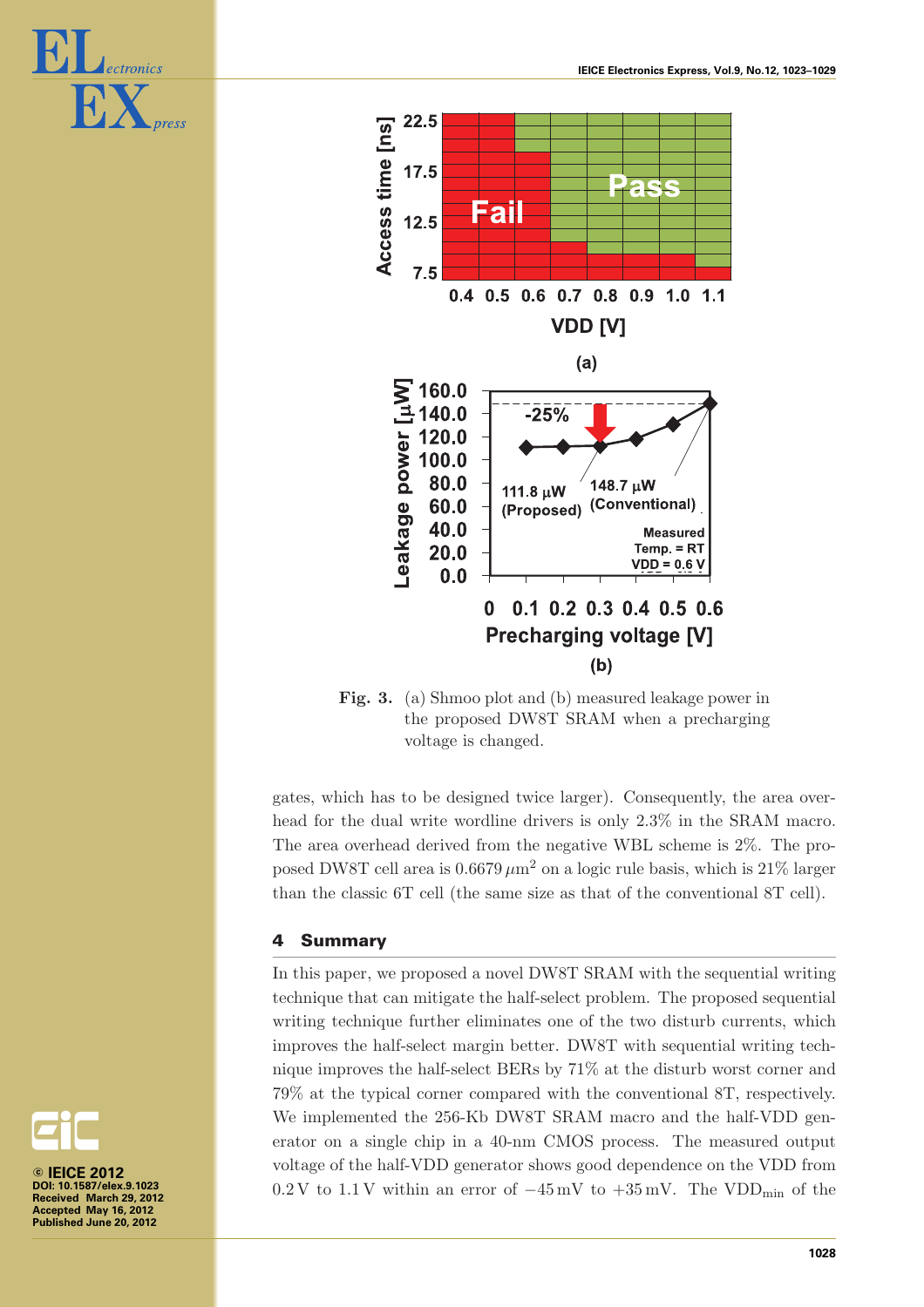Access time [ns]

22.5

17.5

12.5

7.5

Fail

Pass

0.4 0.5 0.6 0.7 0.8 0.9 1.0 1.1

VDD [V]

(a)

Leakage power [μW]

160.0

140.0

120.0

100.0

80.0

60.0

40.0

20.0

0.0

-25%

111.8 μW (Proposed)

148.7 μW (Conventional)

Measured
Temp. = RT
VDD = 0.6 V

0 0.1 0.2 0.3 0.4 0.5 0.6

Precharging voltage [V]

(b)

**Fig. 3.** (a) Shmoo plot and (b) measured leakage power in the proposed DW8T SRAM when a precharging voltage is changed.

gates, which has to be designed twice larger). Consequently, the area overhead for the dual write wordline drivers is only 2.3% in the SRAM macro. The area overhead derived from the negative WBL scheme is 2%. The proposed DW8T cell area is 0.6679 $\mu m^2$ on a logic rule basis, which is 21% larger than the classic 6T cell (the same size as that of the conventional 8T cell).

## 4 Summary

In this paper, we proposed a novel DW8T SRAM with the sequential writing technique that can mitigate the half-select problem. The proposed sequential writing technique further eliminates one of the two disturb currents, which improves the half-select margin better. DW8T with sequential writing technique improves the half-select BERs by 71% at the disturb worst corner and 79% at the typical corner compared with the conventional 8T, respectively. We implemented the 256-Kb DW8T SRAM macro and the half-VDD generator on a single chip in a 40-nm CMOS process. The measured output voltage of the half-VDD generator shows good dependence on the VDD from 0.2 V to 1.1 V within an error of −45 mV to +35 mV. The $VDD_{min}$ of the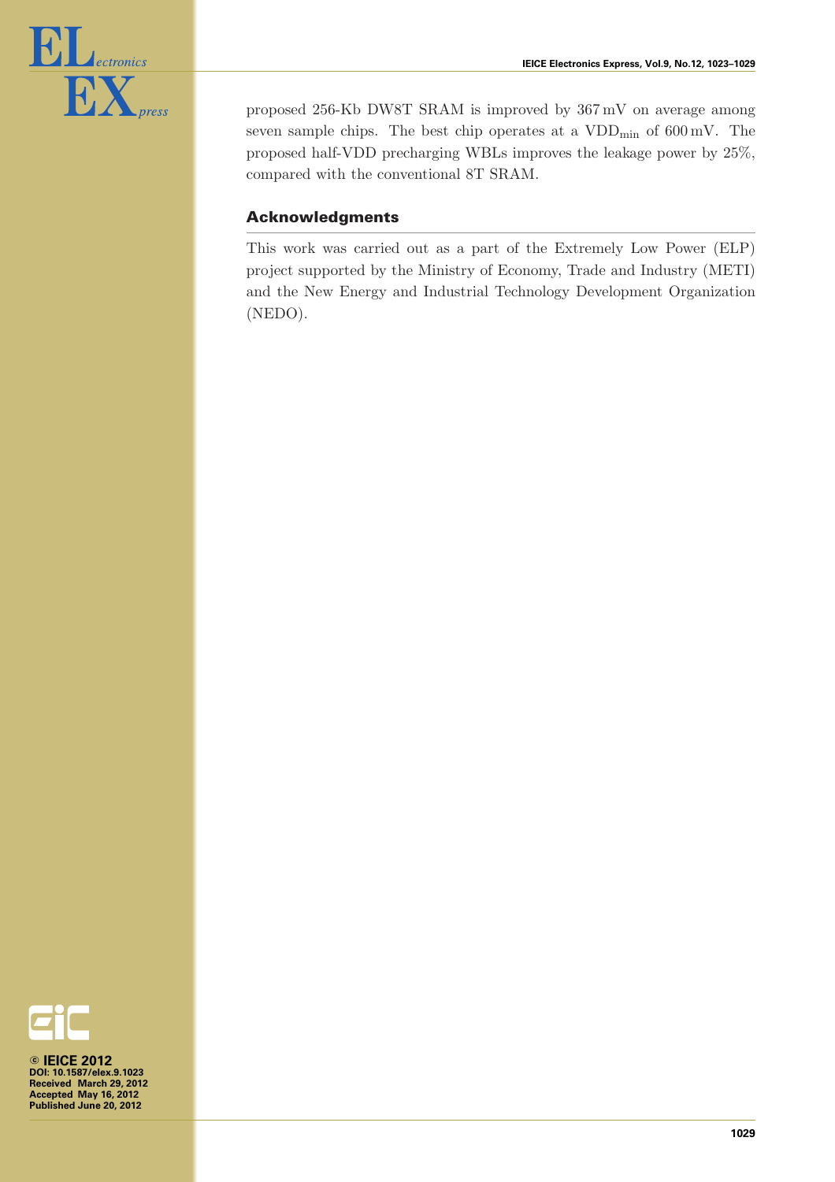proposed 256-Kb DW8T SRAM is improved by 367 mV on average among seven sample chips. The best chip operates at a $VDD_{min}$ of 600 mV. The proposed half-VDD precharging WBLs improves the leakage power by 25%, compared with the conventional 8T SRAM.

## Acknowledgments

This work was carried out as a part of the Extremely Low Power (ELP) project supported by the Ministry of Economy, Trade and Industry (METI) and the New Energy and Industrial Technology Development Organization (NEDO).